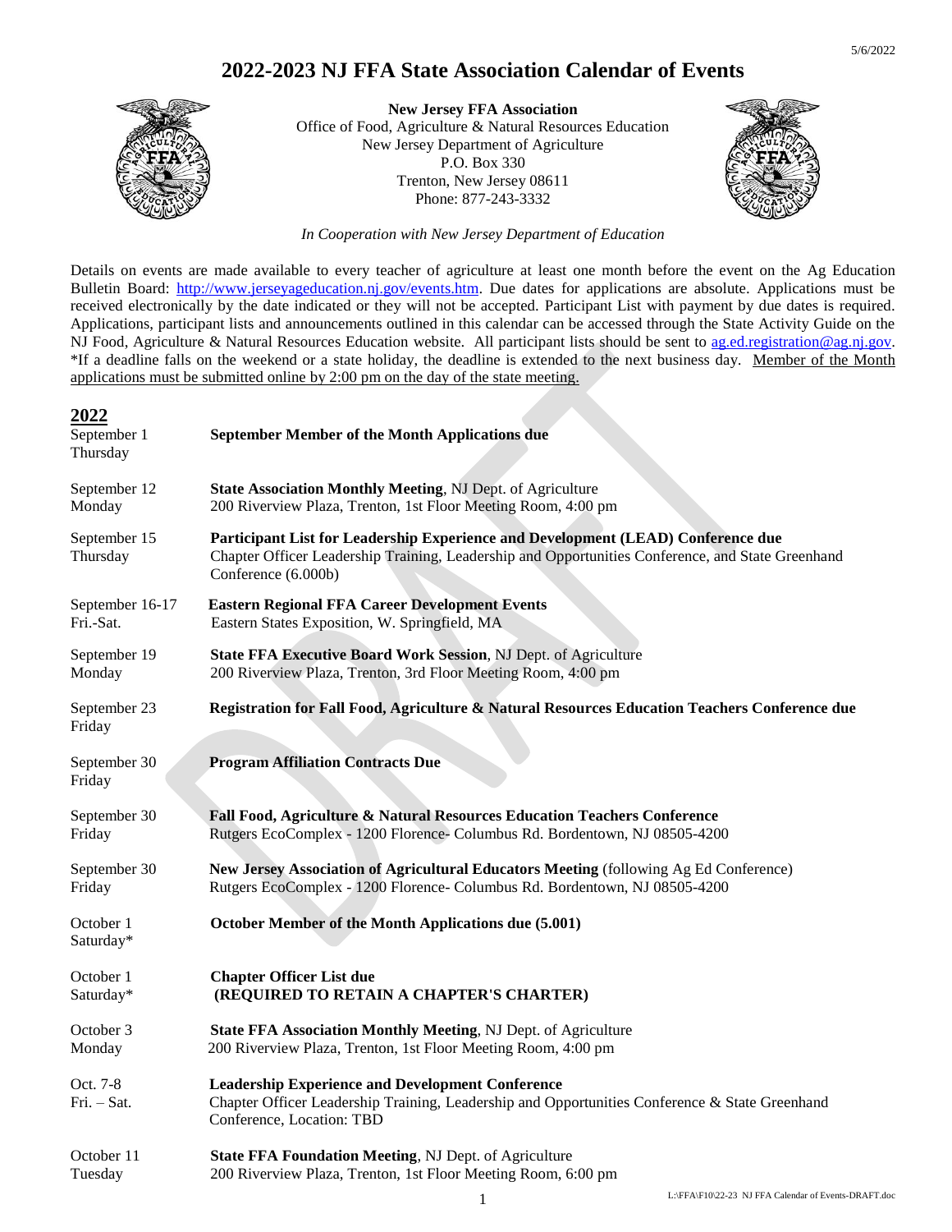# 2022-2023 NJ FFA State Association Calendar of Events

**New Jersey FFA Association**
Office of Food, Agriculture & Natural Resources Education
New Jersey Department of Agriculture
P.O. Box 330
Trenton, New Jersey 08611
Phone: 877-243-3332

*In Cooperation with New Jersey Department of Education*

Details on events are made available to every teacher of agriculture at least one month before the event on the Ag Education Bulletin Board: http://www.jerseyageducation.nj.gov/events.htm. Due dates for applications are absolute. Applications must be received electronically by the date indicated or they will not be accepted. Participant List with payment by due dates is required. Applications, participant lists and announcements outlined in this calendar can be accessed through the State Activity Guide on the NJ Food, Agriculture & Natural Resources Education website. All participant lists should be sent to ag.ed.registration@ag.nj.gov. *If a deadline falls on the weekend or a state holiday, the deadline is extended to the next business day. Member of the Month applications must be submitted online by 2:00 pm on the day of the state meeting.

## 2022

| Date | Event |
|---|---|
| September 1<br>Thursday | **September Member of the Month Applications due** |
| September 12<br>Monday | **State Association Monthly Meeting**, NJ Dept. of Agriculture<br>200 Riverview Plaza, Trenton, 1st Floor Meeting Room, 4:00 pm |
| September 15<br>Thursday | **Participant List for Leadership Experience and Development (LEAD) Conference due**<br>Chapter Officer Leadership Training, Leadership and Opportunities Conference, and State Greenhand Conference (6.000b) |
| September 16-17<br>Fri.-Sat. | **Eastern Regional FFA Career Development Events**<br>Eastern States Exposition, W. Springfield, MA |
| September 19<br>Monday | **State FFA Executive Board Work Session**, NJ Dept. of Agriculture<br>200 Riverview Plaza, Trenton, 3rd Floor Meeting Room, 4:00 pm |
| September 23<br>Friday | **Registration for Fall Food, Agriculture & Natural Resources Education Teachers Conference due** |
| September 30<br>Friday | **Program Affiliation Contracts Due** |
| September 30<br>Friday | **Fall Food, Agriculture & Natural Resources Education Teachers Conference**<br>Rutgers EcoComplex - 1200 Florence- Columbus Rd. Bordentown, NJ 08505-4200 |
| September 30<br>Friday | **New Jersey Association of Agricultural Educators Meeting** (following Ag Ed Conference)<br>Rutgers EcoComplex - 1200 Florence- Columbus Rd. Bordentown, NJ 08505-4200 |
| October 1<br>Saturday* | **October Member of the Month Applications due (5.001)** |
| October 1<br>Saturday* | **Chapter Officer List due**<br>**(REQUIRED TO RETAIN A CHAPTER'S CHARTER)** |
| October 3<br>Monday | **State FFA Association Monthly Meeting**, NJ Dept. of Agriculture<br>200 Riverview Plaza, Trenton, 1st Floor Meeting Room, 4:00 pm |
| Oct. 7-8<br>Fri. – Sat. | **Leadership Experience and Development Conference**<br>Chapter Officer Leadership Training, Leadership and Opportunities Conference & State Greenhand Conference, Location: TBD |
| October 11<br>Tuesday | **State FFA Foundation Meeting**, NJ Dept. of Agriculture<br>200 Riverview Plaza, Trenton, 1st Floor Meeting Room, 6:00 pm |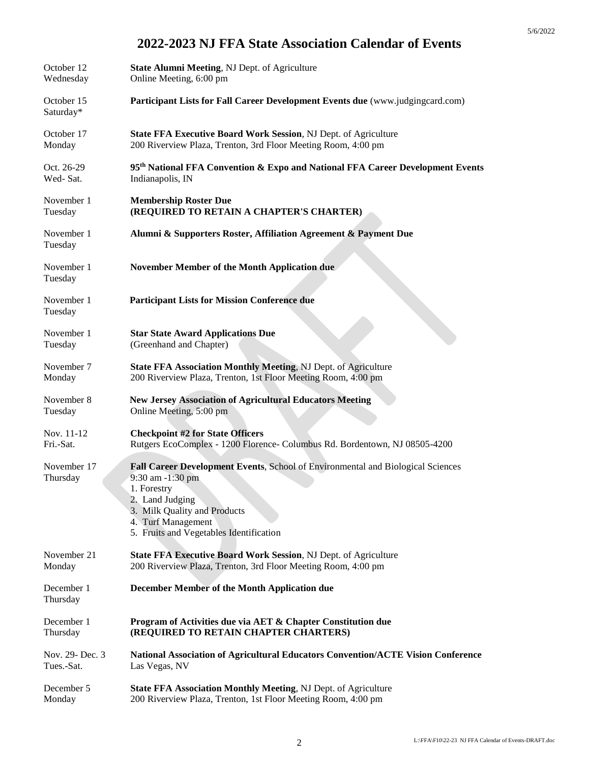# 2022-2023 NJ FFA State Association Calendar of Events

| Date | Event |
|---|---|
| October 12<br>Wednesday | **State Alumni Meeting**, NJ Dept. of Agriculture<br>Online Meeting, 6:00 pm |
| October 15<br>Saturday* | **Participant Lists for Fall Career Development Events due** (www.judgingcard.com) |
| October 17<br>Monday | **State FFA Executive Board Work Session**, NJ Dept. of Agriculture<br>200 Riverview Plaza, Trenton, 3rd Floor Meeting Room, 4:00 pm |
| Oct. 26-29<br>Wed- Sat. | **95th National FFA Convention & Expo and National FFA Career Development Events**<br>Indianapolis, IN |
| November 1<br>Tuesday | **Membership Roster Due**<br>**(REQUIRED TO RETAIN A CHAPTER'S CHARTER)** |
| November 1<br>Tuesday | **Alumni & Supporters Roster, Affiliation Agreement & Payment Due** |
| November 1<br>Tuesday | **November Member of the Month Application due** |
| November 1<br>Tuesday | **Participant Lists for Mission Conference due** |
| November 1<br>Tuesday | **Star State Award Applications Due**<br>(Greenhand and Chapter) |
| November 7<br>Monday | **State FFA Association Monthly Meeting**, NJ Dept. of Agriculture<br>200 Riverview Plaza, Trenton, 1st Floor Meeting Room, 4:00 pm |
| November 8<br>Tuesday | **New Jersey Association of Agricultural Educators Meeting**<br>Online Meeting, 5:00 pm |
| Nov. 11-12<br>Fri.-Sat. | **Checkpoint #2 for State Officers**<br>Rutgers EcoComplex - 1200 Florence- Columbus Rd. Bordentown, NJ 08505-4200 |
| November 17<br>Thursday | **Fall Career Development Events**, School of Environmental and Biological Sciences<br>9:30 am -1:30 pm<br>1. Forestry<br>2. Land Judging<br>3. Milk Quality and Products<br>4. Turf Management<br>5. Fruits and Vegetables Identification |
| November 21<br>Monday | **State FFA Executive Board Work Session**, NJ Dept. of Agriculture<br>200 Riverview Plaza, Trenton, 3rd Floor Meeting Room, 4:00 pm |
| December 1<br>Thursday | **December Member of the Month Application due** |
| December 1<br>Thursday | **Program of Activities due via AET & Chapter Constitution due**<br>**(REQUIRED TO RETAIN CHAPTER CHARTERS)** |
| Nov. 29- Dec. 3<br>Tues.-Sat. | **National Association of Agricultural Educators Convention/ACTE Vision Conference**<br>Las Vegas, NV |
| December 5<br>Monday | **State FFA Association Monthly Meeting**, NJ Dept. of Agriculture<br>200 Riverview Plaza, Trenton, 1st Floor Meeting Room, 4:00 pm |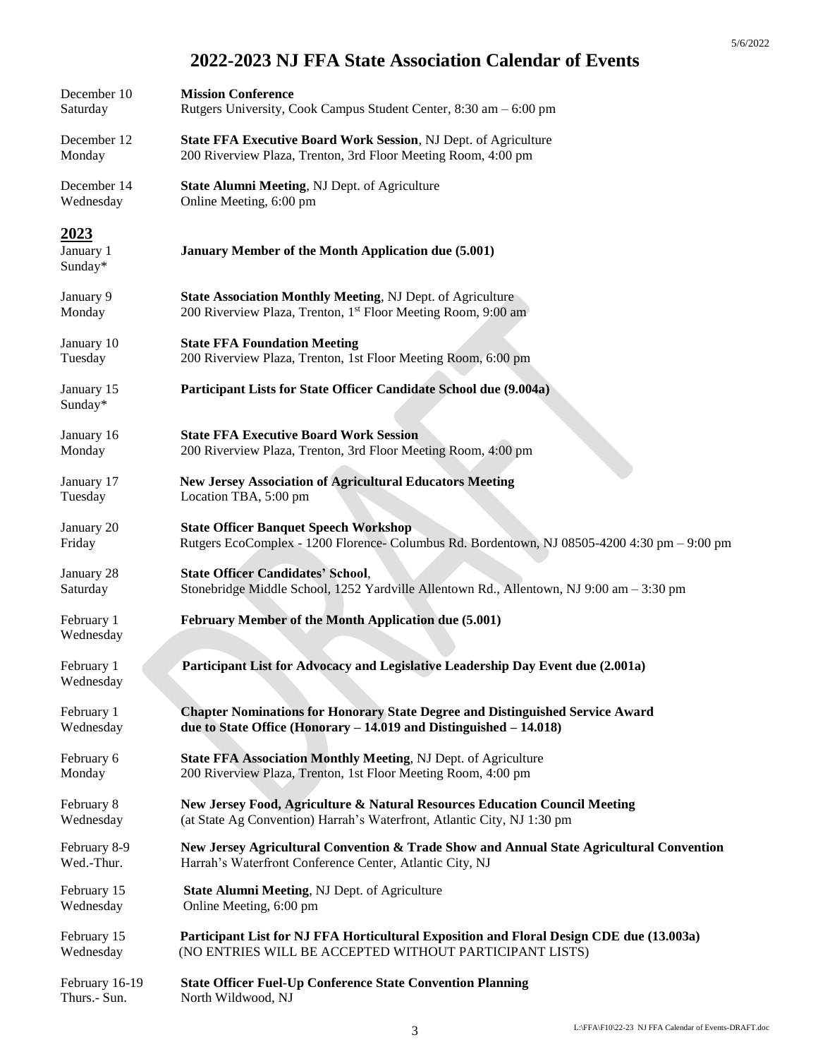# 2022-2023 NJ FFA State Association Calendar of Events

| Date | Event |
|---|---|
| December 10 Saturday | **Mission Conference** Rutgers University, Cook Campus Student Center, 8:30 am – 6:00 pm |
| December 12 Monday | **State FFA Executive Board Work Session**, NJ Dept. of Agriculture 200 Riverview Plaza, Trenton, 3rd Floor Meeting Room, 4:00 pm |
| December 14 Wednesday | **State Alumni Meeting**, NJ Dept. of Agriculture Online Meeting, 6:00 pm |

## 2023

| Date | Event |
|---|---|
| January 1 Sunday* | **January Member of the Month Application due (5.001)** |
| January 9 Monday | **State Association Monthly Meeting**, NJ Dept. of Agriculture 200 Riverview Plaza, Trenton, 1st Floor Meeting Room, 9:00 am |
| January 10 Tuesday | **State FFA Foundation Meeting** 200 Riverview Plaza, Trenton, 1st Floor Meeting Room, 6:00 pm |
| January 15 Sunday* | **Participant Lists for State Officer Candidate School due (9.004a)** |
| January 16 Monday | **State FFA Executive Board Work Session** 200 Riverview Plaza, Trenton, 3rd Floor Meeting Room, 4:00 pm |
| January 17 Tuesday | **New Jersey Association of Agricultural Educators Meeting** Location TBA, 5:00 pm |
| January 20 Friday | **State Officer Banquet Speech Workshop** Rutgers EcoComplex - 1200 Florence- Columbus Rd. Bordentown, NJ 08505-4200 4:30 pm – 9:00 pm |
| January 28 Saturday | **State Officer Candidates' School**, Stonebridge Middle School, 1252 Yardville Allentown Rd., Allentown, NJ 9:00 am – 3:30 pm |
| February 1 Wednesday | **February Member of the Month Application due (5.001)** |
| February 1 Wednesday | **Participant List for Advocacy and Legislative Leadership Day Event due (2.001a)** |
| February 1 Wednesday | **Chapter Nominations for Honorary State Degree and Distinguished Service Award due to State Office (Honorary – 14.019 and Distinguished – 14.018)** |
| February 6 Monday | **State FFA Association Monthly Meeting**, NJ Dept. of Agriculture 200 Riverview Plaza, Trenton, 1st Floor Meeting Room, 4:00 pm |
| February 8 Wednesday | **New Jersey Food, Agriculture & Natural Resources Education Council Meeting** (at State Ag Convention) Harrah's Waterfront, Atlantic City, NJ 1:30 pm |
| February 8-9 Wed.-Thur. | **New Jersey Agricultural Convention & Trade Show and Annual State Agricultural Convention** Harrah's Waterfront Conference Center, Atlantic City, NJ |
| February 15 Wednesday | **State Alumni Meeting**, NJ Dept. of Agriculture Online Meeting, 6:00 pm |
| February 15 Wednesday | **Participant List for NJ FFA Horticultural Exposition and Floral Design CDE due (13.003a)** (NO ENTRIES WILL BE ACCEPTED WITHOUT PARTICIPANT LISTS) |
| February 16-19 Thurs.- Sun. | **State Officer Fuel-Up Conference State Convention Planning** North Wildwood, NJ |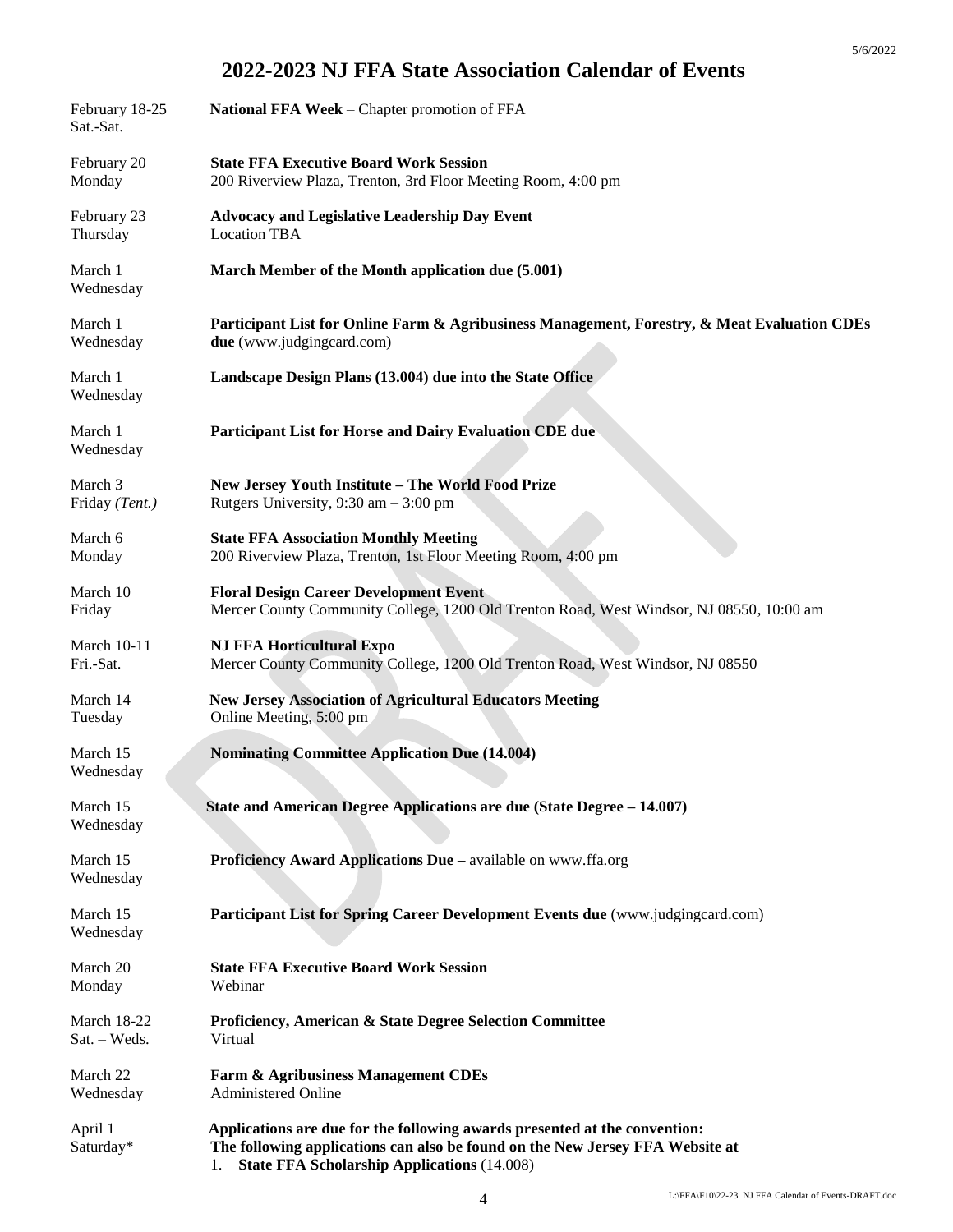# 2022-2023 NJ FFA State Association Calendar of Events

| Date | Event |
| --- | --- |
| February 18-25<br>Sat.-Sat. | **National FFA Week** – Chapter promotion of FFA |
| February 20<br>Monday | **State FFA Executive Board Work Session**<br>200 Riverview Plaza, Trenton, 3rd Floor Meeting Room, 4:00 pm |
| February 23<br>Thursday | **Advocacy and Legislative Leadership Day Event**<br>Location TBA |
| March 1<br>Wednesday | **March Member of the Month application due (5.001)** |
| March 1<br>Wednesday | **Participant List for Online Farm & Agribusiness Management, Forestry, & Meat Evaluation CDEs due** (www.judgingcard.com) |
| March 1<br>Wednesday | **Landscape Design Plans (13.004) due into the State Office** |
| March 1<br>Wednesday | **Participant List for Horse and Dairy Evaluation CDE due** |
| March 3<br>Friday *(Tent.)* | **New Jersey Youth Institute – The World Food Prize**<br>Rutgers University, 9:30 am – 3:00 pm |
| March 6<br>Monday | **State FFA Association Monthly Meeting**<br>200 Riverview Plaza, Trenton, 1st Floor Meeting Room, 4:00 pm |
| March 10<br>Friday | **Floral Design Career Development Event**<br>Mercer County Community College, 1200 Old Trenton Road, West Windsor, NJ 08550, 10:00 am |
| March 10-11<br>Fri.-Sat. | **NJ FFA Horticultural Expo**<br>Mercer County Community College, 1200 Old Trenton Road, West Windsor, NJ 08550 |
| March 14<br>Tuesday | **New Jersey Association of Agricultural Educators Meeting**<br>Online Meeting, 5:00 pm |
| March 15<br>Wednesday | **Nominating Committee Application Due (14.004)** |
| March 15<br>Wednesday | **State and American Degree Applications are due (State Degree – 14.007)** |
| March 15<br>Wednesday | **Proficiency Award Applications Due –** available on www.ffa.org |
| March 15<br>Wednesday | **Participant List for Spring Career Development Events due** (www.judgingcard.com) |
| March 20<br>Monday | **State FFA Executive Board Work Session**<br>Webinar |
| March 18-22<br>Sat. – Weds. | **Proficiency, American & State Degree Selection Committee**<br>Virtual |
| March 22<br>Wednesday | **Farm & Agribusiness Management CDEs**<br>Administered Online |
| April 1<br>Saturday* | **Applications are due for the following awards presented at the convention:**<br>**The following applications can also be found on the New Jersey FFA Website at**<br>1. **State FFA Scholarship Applications** (14.008) |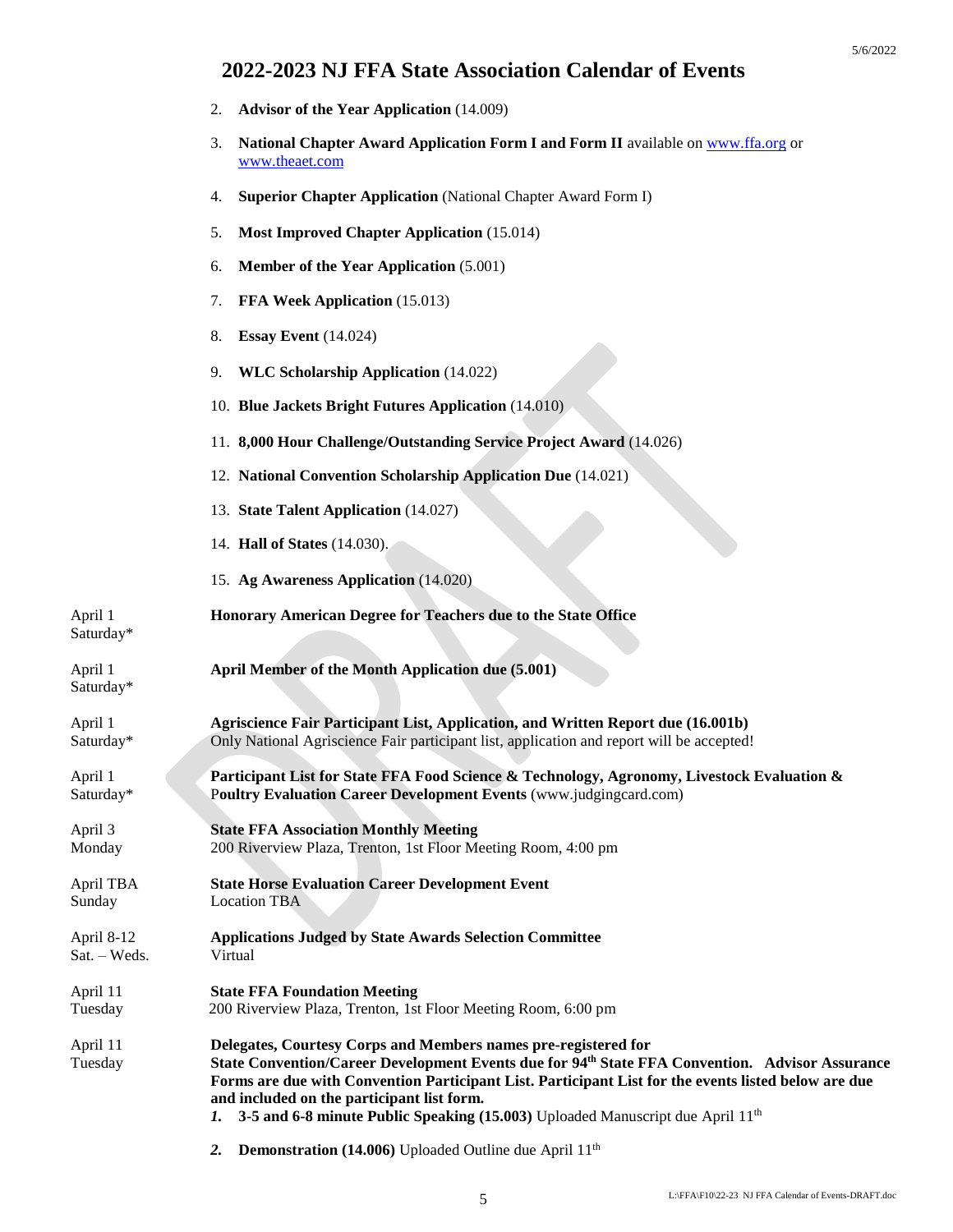# 2022-2023 NJ FFA State Association Calendar of Events

2. **Advisor of the Year Application** (14.009)
3. **National Chapter Award Application Form I and Form II** available on www.ffa.org or www.theaet.com
4. **Superior Chapter Application** (National Chapter Award Form I)
5. **Most Improved Chapter Application** (15.014)
6. **Member of the Year Application** (5.001)
7. **FFA Week Application** (15.013)
8. **Essay Event** (14.024)
9. **WLC Scholarship Application** (14.022)
10. **Blue Jackets Bright Futures Application** (14.010)
11. **8,000 Hour Challenge/Outstanding Service Project Award** (14.026)
12. **National Convention Scholarship Application Due** (14.021)
13. **State Talent Application** (14.027)
14. **Hall of States** (14.030).
15. **Ag Awareness Application** (14.020)

| Date | Event |
|---|---|
| April 1<br>Saturday* | **Honorary American Degree for Teachers due to the State Office** |
| April 1<br>Saturday* | **April Member of the Month Application due (5.001)** |
| April 1<br>Saturday* | **Agriscience Fair Participant List, Application, and Written Report due (16.001b)**<br>Only National Agriscience Fair participant list, application and report will be accepted! |
| April 1<br>Saturday* | **Participant List for State FFA Food Science & Technology, Agronomy, Livestock Evaluation & Poultry Evaluation Career Development Events** (www.judgingcard.com) |
| April 3<br>Monday | **State FFA Association Monthly Meeting**<br>200 Riverview Plaza, Trenton, 1st Floor Meeting Room, 4:00 pm |
| April TBA<br>Sunday | **State Horse Evaluation Career Development Event**<br>Location TBA |
| April 8-12<br>Sat. – Weds. | **Applications Judged by State Awards Selection Committee**<br>Virtual |
| April 11<br>Tuesday | **State FFA Foundation Meeting**<br>200 Riverview Plaza, Trenton, 1st Floor Meeting Room, 6:00 pm |
| April 11<br>Tuesday | **Delegates, Courtesy Corps and Members names pre-registered for State Convention/Career Development Events due for 94th State FFA Convention. Advisor Assurance Forms are due with Convention Participant List. Participant List for the events listed below are due and included on the participant list form.** |

1. **3-5 and 6-8 minute Public Speaking (15.003)** Uploaded Manuscript due April 11th
2. **Demonstration (14.006)** Uploaded Outline due April 11th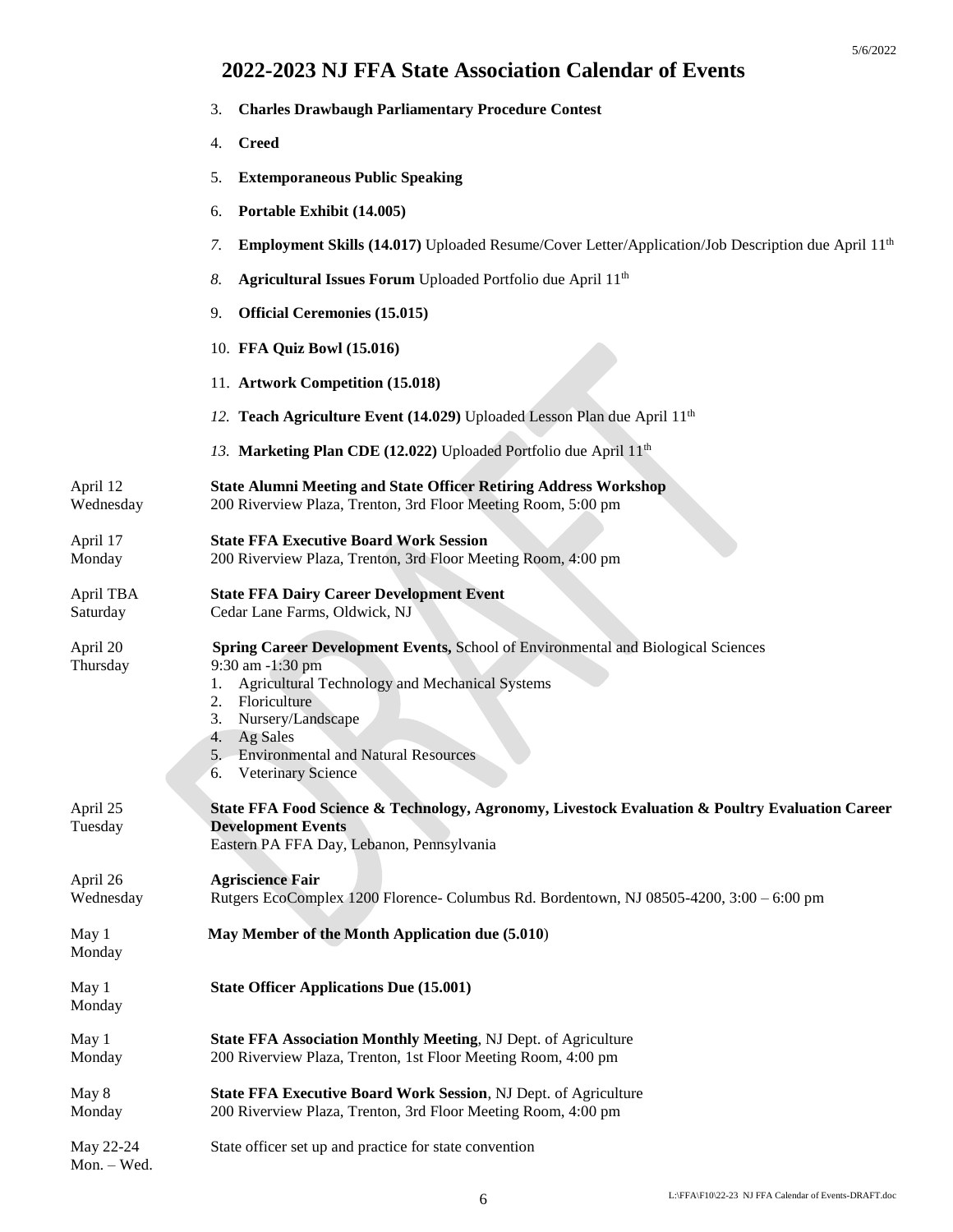# 2022-2023 NJ FFA State Association Calendar of Events

3. **Charles Drawbaugh Parliamentary Procedure Contest**
4. **Creed**
5. **Extemporaneous Public Speaking**
6. **Portable Exhibit (14.005)**
7. **Employment Skills (14.017)** Uploaded Resume/Cover Letter/Application/Job Description due April 11th
8. **Agricultural Issues Forum** Uploaded Portfolio due April 11th
9. **Official Ceremonies (15.015)**
10. **FFA Quiz Bowl (15.016)**
11. **Artwork Competition (15.018)**
12. **Teach Agriculture Event (14.029)** Uploaded Lesson Plan due April 11th
13. **Marketing Plan CDE (12.022)** Uploaded Portfolio due April 11th

April 12
Wednesday
**State Alumni Meeting and State Officer Retiring Address Workshop**
200 Riverview Plaza, Trenton, 3rd Floor Meeting Room, 5:00 pm

April 17
Monday
**State FFA Executive Board Work Session**
200 Riverview Plaza, Trenton, 3rd Floor Meeting Room, 4:00 pm

April TBA
Saturday
**State FFA Dairy Career Development Event**
Cedar Lane Farms, Oldwick, NJ

April 20
Thursday
**Spring Career Development Events,** School of Environmental and Biological Sciences
9:30 am -1:30 pm
1. Agricultural Technology and Mechanical Systems
2. Floriculture
3. Nursery/Landscape
4. Ag Sales
5. Environmental and Natural Resources
6. Veterinary Science

April 25
Tuesday
**State FFA Food Science & Technology, Agronomy, Livestock Evaluation & Poultry Evaluation Career Development Events**
Eastern PA FFA Day, Lebanon, Pennsylvania

April 26
Wednesday
**Agriscience Fair**
Rutgers EcoComplex 1200 Florence- Columbus Rd. Bordentown, NJ 08505-4200, 3:00 – 6:00 pm

May 1
Monday
**May Member of the Month Application due (5.010**)

May 1
Monday
**State Officer Applications Due (15.001)**

May 1
Monday
**State FFA Association Monthly Meeting**, NJ Dept. of Agriculture
200 Riverview Plaza, Trenton, 1st Floor Meeting Room, 4:00 pm

May 8
Monday
**State FFA Executive Board Work Session**, NJ Dept. of Agriculture
200 Riverview Plaza, Trenton, 3rd Floor Meeting Room, 4:00 pm

May 22-24
Mon. – Wed.
State officer set up and practice for state convention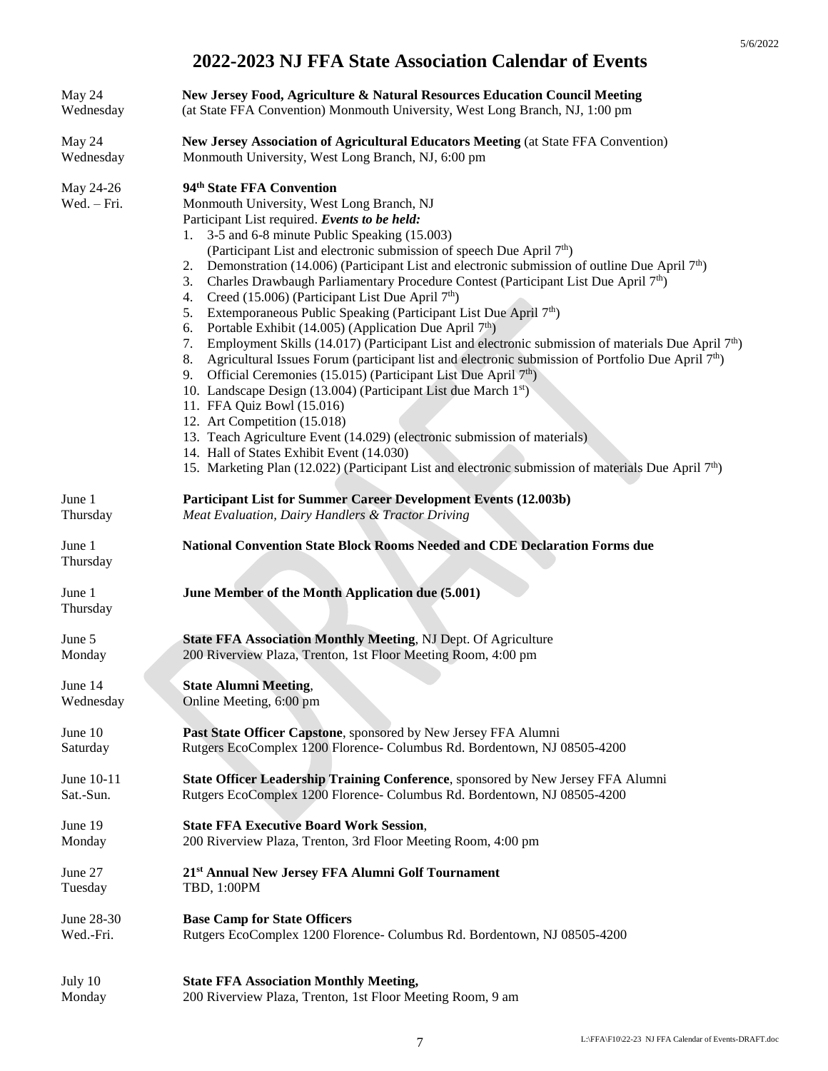# 2022-2023 NJ FFA State Association Calendar of Events

| Date | Event |
|---|---|
| May 24<br>Wednesday | **New Jersey Food, Agriculture & Natural Resources Education Council Meeting**<br>(at State FFA Convention) Monmouth University, West Long Branch, NJ, 1:00 pm |
| May 24<br>Wednesday | **New Jersey Association of Agricultural Educators Meeting** (at State FFA Convention)<br>Monmouth University, West Long Branch, NJ, 6:00 pm |
| May 24-26<br>Wed. – Fri. | **94th State FFA Convention**<br>Monmouth University, West Long Branch, NJ<br>Participant List required. ***Events to be held:***<br>1. 3-5 and 6-8 minute Public Speaking (15.003) (Participant List and electronic submission of speech Due April 7th)<br>2. Demonstration (14.006) (Participant List and electronic submission of outline Due April 7th)<br>3. Charles Drawbaugh Parliamentary Procedure Contest (Participant List Due April 7th)<br>4. Creed (15.006) (Participant List Due April 7th)<br>5. Extemporaneous Public Speaking (Participant List Due April 7th)<br>6. Portable Exhibit (14.005) (Application Due April 7th)<br>7. Employment Skills (14.017) (Participant List and electronic submission of materials Due April 7th)<br>8. Agricultural Issues Forum (participant list and electronic submission of Portfolio Due April 7th)<br>9. Official Ceremonies (15.015) (Participant List Due April 7th)<br>10. Landscape Design (13.004) (Participant List due March 1st)<br>11. FFA Quiz Bowl (15.016)<br>12. Art Competition (15.018)<br>13. Teach Agriculture Event (14.029) (electronic submission of materials)<br>14. Hall of States Exhibit Event (14.030)<br>15. Marketing Plan (12.022) (Participant List and electronic submission of materials Due April 7th) |
| June 1<br>Thursday | **Participant List for Summer Career Development Events (12.003b)**<br>*Meat Evaluation, Dairy Handlers & Tractor Driving* |
| June 1<br>Thursday | **National Convention State Block Rooms Needed and CDE Declaration Forms due** |
| June 1<br>Thursday | **June Member of the Month Application due (5.001)** |
| June 5<br>Monday | **State FFA Association Monthly Meeting**, NJ Dept. Of Agriculture<br>200 Riverview Plaza, Trenton, 1st Floor Meeting Room, 4:00 pm |
| June 14<br>Wednesday | **State Alumni Meeting**,<br>Online Meeting, 6:00 pm |
| June 10<br>Saturday | **Past State Officer Capstone**, sponsored by New Jersey FFA Alumni<br>Rutgers EcoComplex 1200 Florence- Columbus Rd. Bordentown, NJ 08505-4200 |
| June 10-11<br>Sat.-Sun. | **State Officer Leadership Training Conference**, sponsored by New Jersey FFA Alumni<br>Rutgers EcoComplex 1200 Florence- Columbus Rd. Bordentown, NJ 08505-4200 |
| June 19<br>Monday | **State FFA Executive Board Work Session**,<br>200 Riverview Plaza, Trenton, 3rd Floor Meeting Room, 4:00 pm |
| June 27<br>Tuesday | **21st Annual New Jersey FFA Alumni Golf Tournament**<br>TBD, 1:00PM |
| June 28-30<br>Wed.-Fri. | **Base Camp for State Officers**<br>Rutgers EcoComplex 1200 Florence- Columbus Rd. Bordentown, NJ 08505-4200 |
| July 10<br>Monday | **State FFA Association Monthly Meeting,**<br>200 Riverview Plaza, Trenton, 1st Floor Meeting Room, 9 am |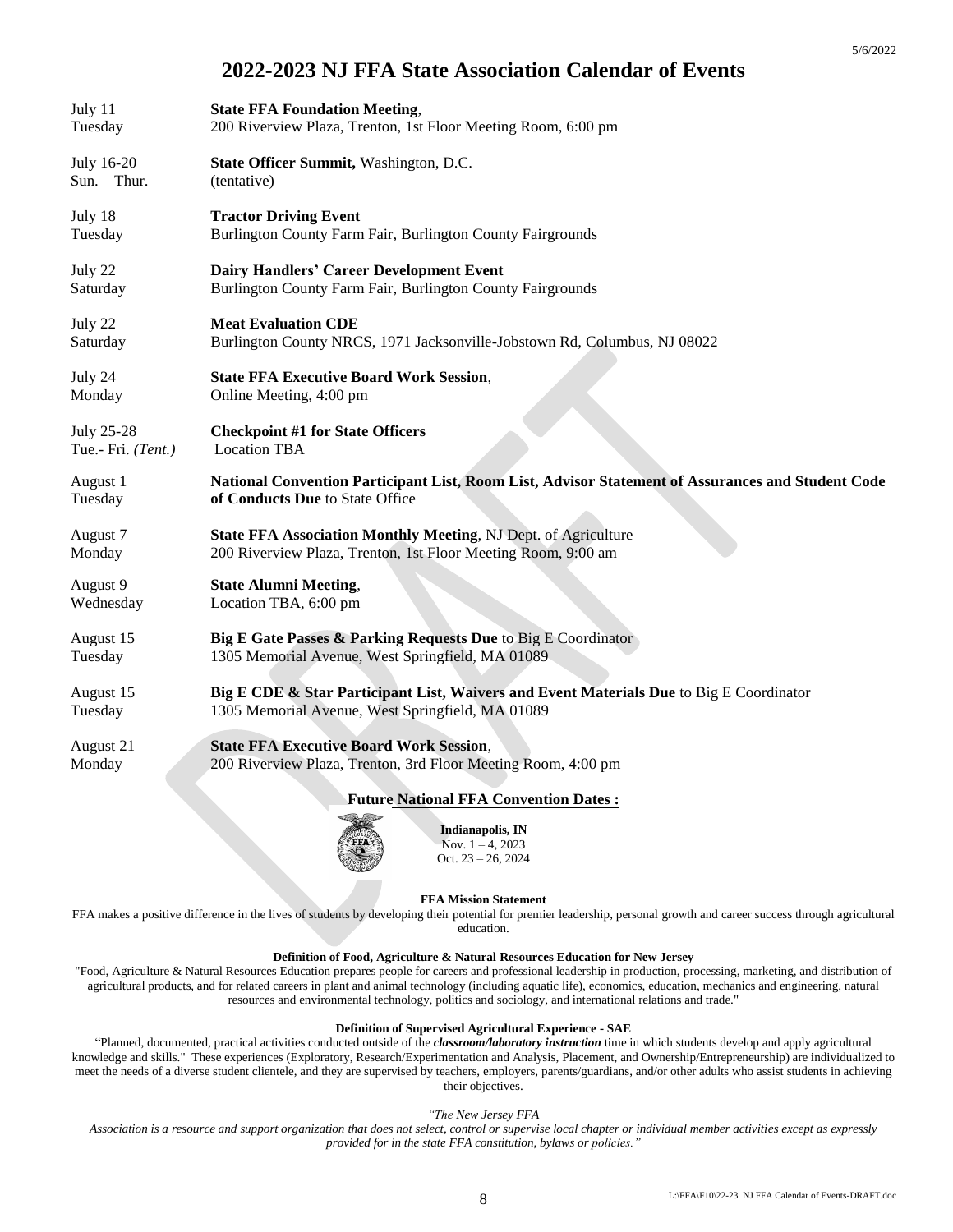# 2022-2023 NJ FFA State Association Calendar of Events

| | | |
|---|---|---|
| July 11<br>Tuesday | **State FFA Foundation Meeting**,<br>200 Riverview Plaza, Trenton, 1st Floor Meeting Room, 6:00 pm | |
| July 16-20<br>Sun. – Thur. | **State Officer Summit,** Washington, D.C.<br>(tentative) | |
| July 18<br>Tuesday | **Tractor Driving Event**<br>Burlington County Farm Fair, Burlington County Fairgrounds | |
| July 22<br>Saturday | **Dairy Handlers' Career Development Event**<br>Burlington County Farm Fair, Burlington County Fairgrounds | |
| July 22<br>Saturday | **Meat Evaluation CDE**<br>Burlington County NRCS, 1971 Jacksonville-Jobstown Rd, Columbus, NJ 08022 | |
| July 24<br>Monday | **State FFA Executive Board Work Session**,<br>Online Meeting, 4:00 pm | |
| July 25-28<br>Tue.- Fri. *(Tent.)* | **Checkpoint #1 for State Officers**<br>Location TBA | |
| August 1<br>Tuesday | **National Convention Participant List, Room List, Advisor Statement of Assurances and Student Code of Conducts Due** to State Office | |
| August 7<br>Monday | **State FFA Association Monthly Meeting**, NJ Dept. of Agriculture<br>200 Riverview Plaza, Trenton, 1st Floor Meeting Room, 9:00 am | |
| August 9<br>Wednesday | **State Alumni Meeting**,<br>Location TBA, 6:00 pm | |
| August 15<br>Tuesday | **Big E Gate Passes & Parking Requests Due** to Big E Coordinator<br>1305 Memorial Avenue, West Springfield, MA 01089 | |
| August 15<br>Tuesday | **Big E CDE & Star Participant List, Waivers and Event Materials Due** to Big E Coordinator<br>1305 Memorial Avenue, West Springfield, MA 01089 | |
| August 21<br>Monday | **State FFA Executive Board Work Session**,<br>200 Riverview Plaza, Trenton, 3rd Floor Meeting Room, 4:00 pm | |

**Future National FFA Convention Dates :**

**Indianapolis, IN**
Nov. 1 – 4, 2023
Oct. 23 – 26, 2024

**FFA Mission Statement**

FFA makes a positive difference in the lives of students by developing their potential for premier leadership, personal growth and career success through agricultural education.

**Definition of Food, Agriculture & Natural Resources Education for New Jersey**

"Food, Agriculture & Natural Resources Education prepares people for careers and professional leadership in production, processing, marketing, and distribution of agricultural products, and for related careers in plant and animal technology (including aquatic life), economics, education, mechanics and engineering, natural resources and environmental technology, politics and sociology, and international relations and trade."

**Definition of Supervised Agricultural Experience - SAE**

"Planned, documented, practical activities conducted outside of the ***classroom/laboratory instruction*** time in which students develop and apply agricultural knowledge and skills." These experiences (Exploratory, Research/Experimentation and Analysis, Placement, and Ownership/Entrepreneurship) are individualized to meet the needs of a diverse student clientele, and they are supervised by teachers, employers, parents/guardians, and/or other adults who assist students in achieving their objectives.

*"The New Jersey FFA Association is a resource and support organization that does not select, control or supervise local chapter or individual member activities except as expressly provided for in the state FFA constitution, bylaws or policies."*